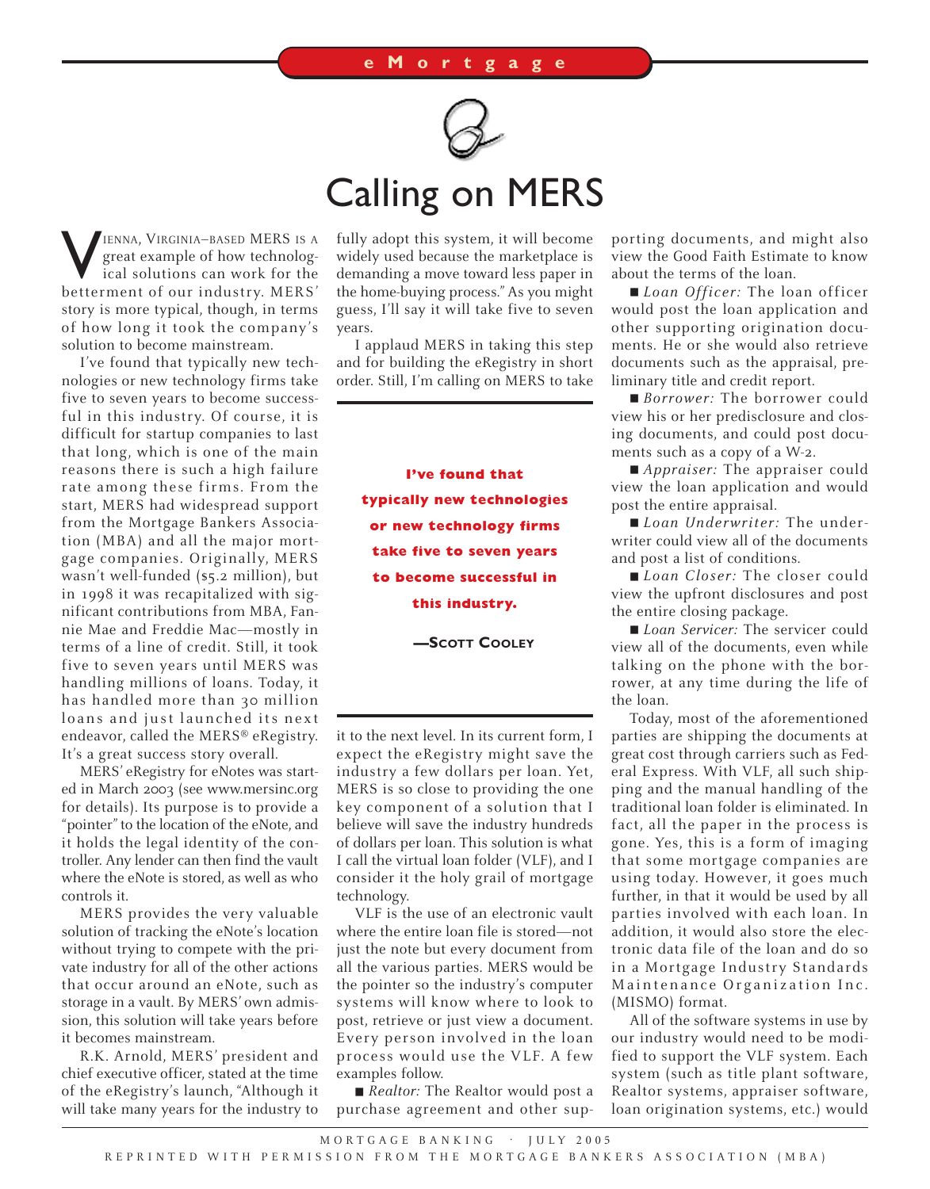eMortgage

# Calling on MERS

Vienna, Virginia–based MERS is a great example of how technological solutions can work for the betterment of our industry. MERS' story is more typical, though, in terms of how long it took the company's solution to become mainstream.

I've found that typically new technologies or new technology firms take five to seven years to become successful in this industry. Of course, it is difficult for startup companies to last that long, which is one of the main reasons there is such a high failure rate among these firms. From the start, MERS had widespread support from the Mortgage Bankers Association (MBA) and all the major mortgage companies. Originally, MERS wasn't well-funded ($5.2 million), but in 1998 it was recapitalized with significant contributions from MBA, Fannie Mae and Freddie Mac—mostly in terms of a line of credit. Still, it took five to seven years until MERS was handling millions of loans. Today, it has handled more than 30 million loans and just launched its next endeavor, called the MERS® eRegistry. It's a great success story overall.

MERS' eRegistry for eNotes was started in March 2003 (see www.mersinc.org for details). Its purpose is to provide a "pointer" to the location of the eNote, and it holds the legal identity of the controller. Any lender can then find the vault where the eNote is stored, as well as who controls it.

MERS provides the very valuable solution of tracking the eNote's location without trying to compete with the private industry for all of the other actions that occur around an eNote, such as storage in a vault. By MERS' own admission, this solution will take years before it becomes mainstream.

R.K. Arnold, MERS' president and chief executive officer, stated at the time of the eRegistry's launch, "Although it will take many years for the industry to fully adopt this system, it will become widely used because the marketplace is demanding a move toward less paper in the home-buying process." As you might guess, I'll say it will take five to seven years.

I applaud MERS in taking this step and for building the eRegistry in short order. Still, I'm calling on MERS to take it to the next level. In its current form, I expect the eRegistry might save the industry a few dollars per loan. Yet, MERS is so close to providing the one key component of a solution that I believe will save the industry hundreds of dollars per loan. This solution is what I call the virtual loan folder (VLF), and I consider it the holy grail of mortgage technology.

> **I've found that typically new technologies or new technology firms take five to seven years to become successful in this industry.**
>
> —Scott Cooley

VLF is the use of an electronic vault where the entire loan file is stored—not just the note but every document from all the various parties. MERS would be the pointer so the industry's computer systems will know where to look to post, retrieve or just view a document. Every person involved in the loan process would use the VLF. A few examples follow.

- *Realtor:* The Realtor would post a purchase agreement and other supporting documents, and might also view the Good Faith Estimate to know about the terms of the loan.
- *Loan Officer:* The loan officer would post the loan application and other supporting origination documents. He or she would also retrieve documents such as the appraisal, preliminary title and credit report.
- *Borrower:* The borrower could view his or her predisclosure and closing documents, and could post documents such as a copy of a W-2.
- *Appraiser:* The appraiser could view the loan application and would post the entire appraisal.
- *Loan Underwriter:* The underwriter could view all of the documents and post a list of conditions.
- *Loan Closer:* The closer could view the upfront disclosures and post the entire closing package.
- *Loan Servicer:* The servicer could view all of the documents, even while talking on the phone with the borrower, at any time during the life of the loan.

Today, most of the aforementioned parties are shipping the documents at great cost through carriers such as Federal Express. With VLF, all such shipping and the manual handling of the traditional loan folder is eliminated. In fact, all the paper in the process is gone. Yes, this is a form of imaging that some mortgage companies are using today. However, it goes much further, in that it would be used by all parties involved with each loan. In addition, it would also store the electronic data file of the loan and do so in a Mortgage Industry Standards Maintenance Organization Inc. (MISMO) format.

All of the software systems in use by our industry would need to be modified to support the VLF system. Each system (such as title plant software, Realtor systems, appraiser software, loan origination systems, etc.) would

Mortgage Banking · July 2005

Reprinted with permission from the Mortgage Bankers Association (MBA)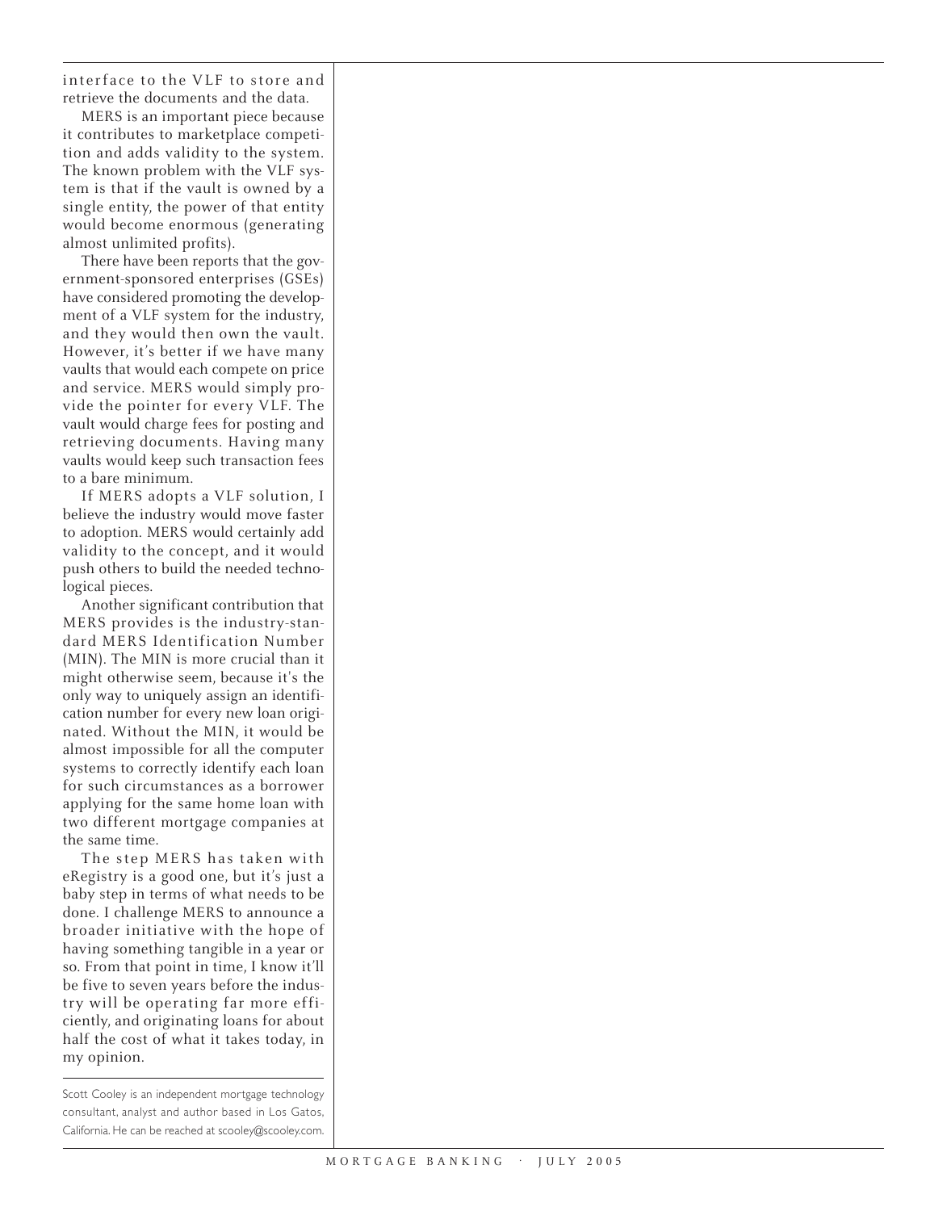interface to the VLF to store and retrieve the documents and the data.

MERS is an important piece because it contributes to marketplace competition and adds validity to the system. The known problem with the VLF system is that if the vault is owned by a single entity, the power of that entity would become enormous (generating almost unlimited profits).

There have been reports that the government-sponsored enterprises (GSEs) have considered promoting the development of a VLF system for the industry, and they would then own the vault. However, it's better if we have many vaults that would each compete on price and service. MERS would simply provide the pointer for every VLF. The vault would charge fees for posting and retrieving documents. Having many vaults would keep such transaction fees to a bare minimum.

If MERS adopts a VLF solution, I believe the industry would move faster to adoption. MERS would certainly add validity to the concept, and it would push others to build the needed technological pieces.

Another significant contribution that MERS provides is the industry-standard MERS Identification Number (MIN). The MIN is more crucial than it might otherwise seem, because it's the only way to uniquely assign an identification number for every new loan originated. Without the MIN, it would be almost impossible for all the computer systems to correctly identify each loan for such circumstances as a borrower applying for the same home loan with two different mortgage companies at the same time.

The step MERS has taken with eRegistry is a good one, but it's just a baby step in terms of what needs to be done. I challenge MERS to announce a broader initiative with the hope of having something tangible in a year or so. From that point in time, I know it'll be five to seven years before the industry will be operating far more efficiently, and originating loans for about half the cost of what it takes today, in my opinion.

---

Scott Cooley is an independent mortgage technology consultant, analyst and author based in Los Gatos, California. He can be reached at scooley@scooley.com.